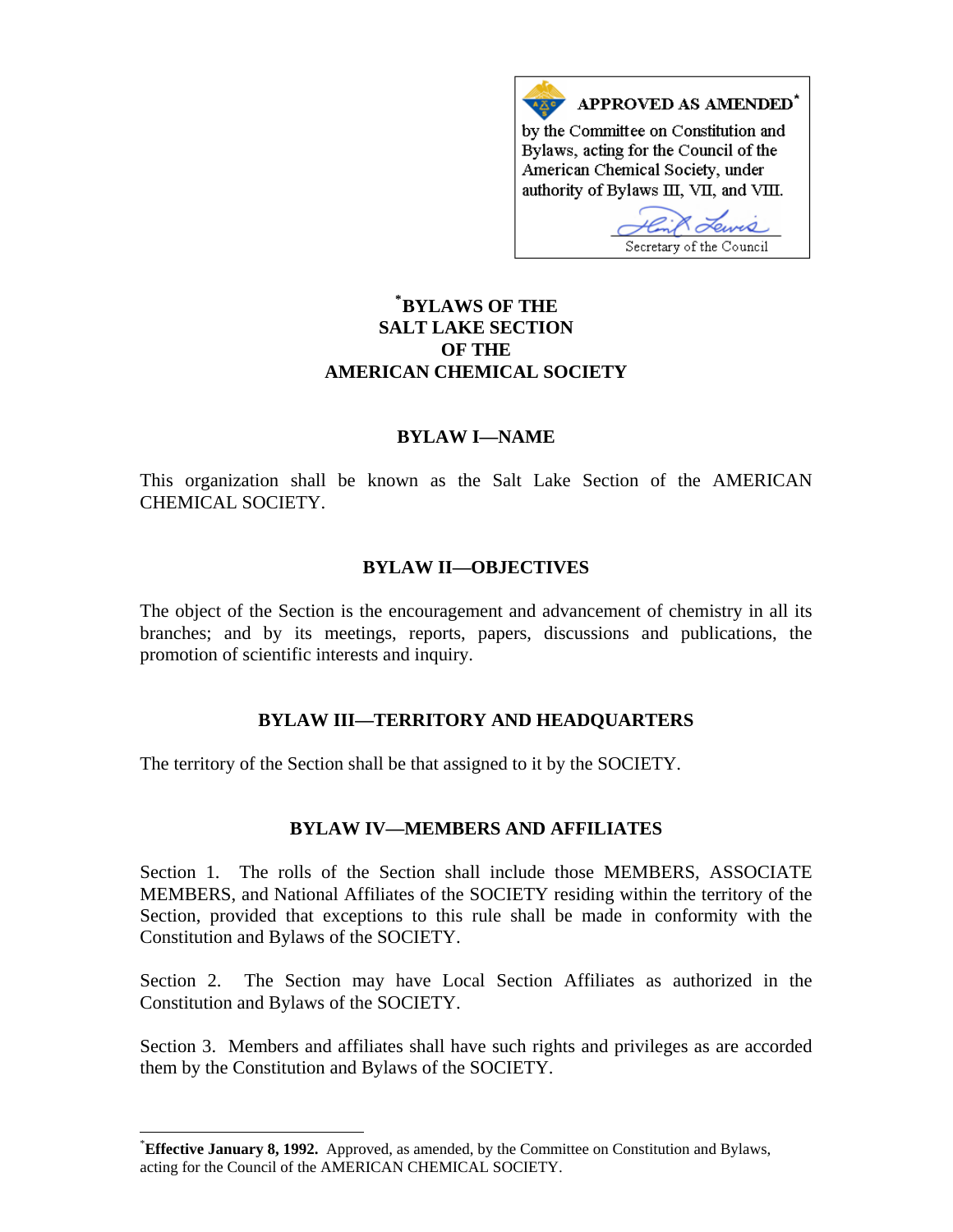**APPROVED AS AMENDED***

by the Committee on Constitution and Bylaws, acting for the Council of the American Chemical Society, under authority of Bylaws III, VII, and VIII.

Secretary of the Council

# *BYLAWS OF THE SALT LAKE SECTION OF THE AMERICAN CHEMICAL SOCIETY

## BYLAW I—NAME

This organization shall be known as the Salt Lake Section of the AMERICAN CHEMICAL SOCIETY.

## BYLAW II—OBJECTIVES

The object of the Section is the encouragement and advancement of chemistry in all its branches; and by its meetings, reports, papers, discussions and publications, the promotion of scientific interests and inquiry.

## BYLAW III—TERRITORY AND HEADQUARTERS

The territory of the Section shall be that assigned to it by the SOCIETY.

## BYLAW IV—MEMBERS AND AFFILIATES

Section 1. The rolls of the Section shall include those MEMBERS, ASSOCIATE MEMBERS, and National Affiliates of the SOCIETY residing within the territory of the Section, provided that exceptions to this rule shall be made in conformity with the Constitution and Bylaws of the SOCIETY.

Section 2. The Section may have Local Section Affiliates as authorized in the Constitution and Bylaws of the SOCIETY.

Section 3. Members and affiliates shall have such rights and privileges as are accorded them by the Constitution and Bylaws of the SOCIETY.

---

***Effective January 8, 1992.** Approved, as amended, by the Committee on Constitution and Bylaws, acting for the Council of the AMERICAN CHEMICAL SOCIETY.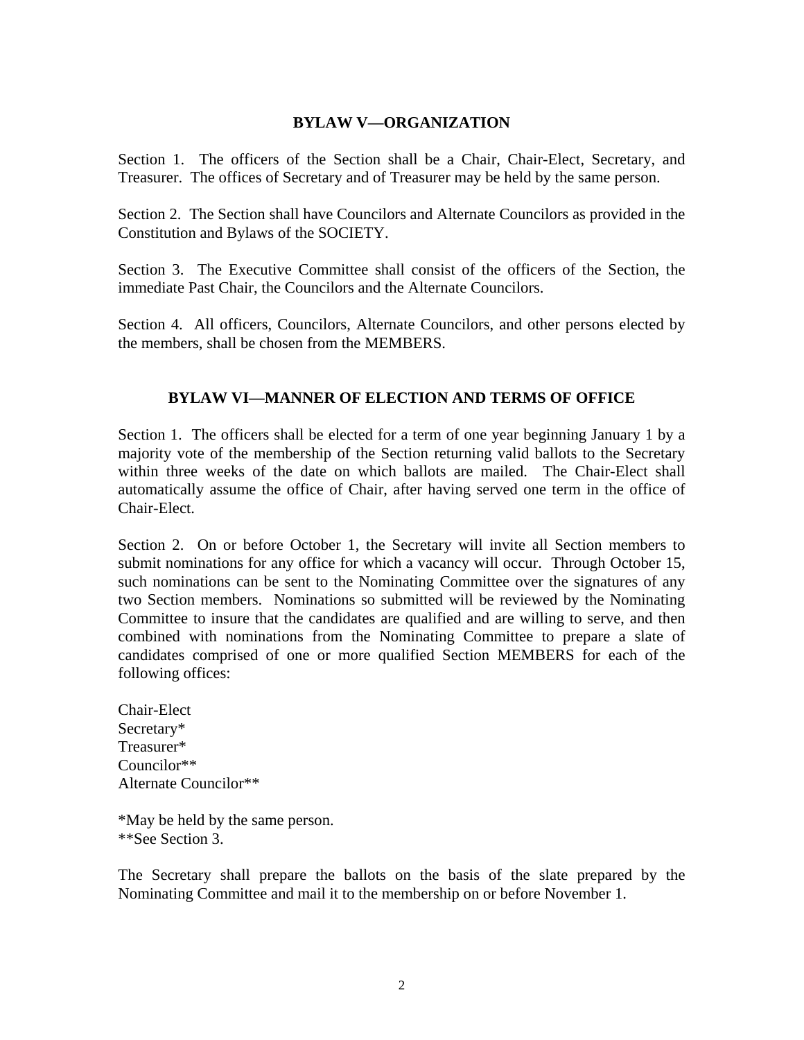## BYLAW V—ORGANIZATION

Section 1. The officers of the Section shall be a Chair, Chair-Elect, Secretary, and Treasurer. The offices of Secretary and of Treasurer may be held by the same person.

Section 2. The Section shall have Councilors and Alternate Councilors as provided in the Constitution and Bylaws of the SOCIETY.

Section 3. The Executive Committee shall consist of the officers of the Section, the immediate Past Chair, the Councilors and the Alternate Councilors.

Section 4. All officers, Councilors, Alternate Councilors, and other persons elected by the members, shall be chosen from the MEMBERS.

## BYLAW VI—MANNER OF ELECTION AND TERMS OF OFFICE

Section 1. The officers shall be elected for a term of one year beginning January 1 by a majority vote of the membership of the Section returning valid ballots to the Secretary within three weeks of the date on which ballots are mailed. The Chair-Elect shall automatically assume the office of Chair, after having served one term in the office of Chair-Elect.

Section 2. On or before October 1, the Secretary will invite all Section members to submit nominations for any office for which a vacancy will occur. Through October 15, such nominations can be sent to the Nominating Committee over the signatures of any two Section members. Nominations so submitted will be reviewed by the Nominating Committee to insure that the candidates are qualified and are willing to serve, and then combined with nominations from the Nominating Committee to prepare a slate of candidates comprised of one or more qualified Section MEMBERS for each of the following offices:

Chair-Elect
Secretary*
Treasurer*
Councilor**
Alternate Councilor**

*May be held by the same person.
**See Section 3.

The Secretary shall prepare the ballots on the basis of the slate prepared by the Nominating Committee and mail it to the membership on or before November 1.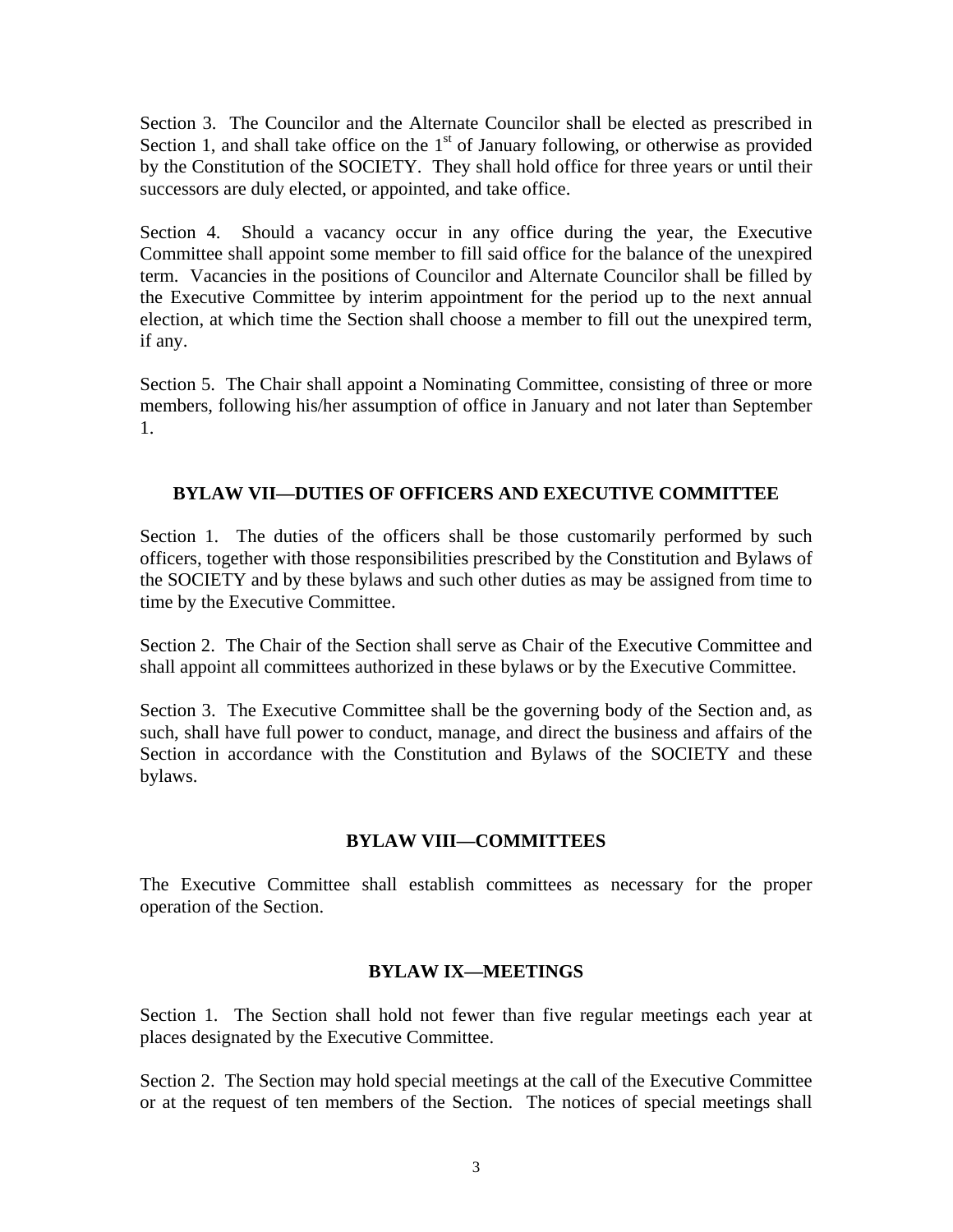Section 3. The Councilor and the Alternate Councilor shall be elected as prescribed in Section 1, and shall take office on the 1st of January following, or otherwise as provided by the Constitution of the SOCIETY. They shall hold office for three years or until their successors are duly elected, or appointed, and take office.

Section 4. Should a vacancy occur in any office during the year, the Executive Committee shall appoint some member to fill said office for the balance of the unexpired term. Vacancies in the positions of Councilor and Alternate Councilor shall be filled by the Executive Committee by interim appointment for the period up to the next annual election, at which time the Section shall choose a member to fill out the unexpired term, if any.

Section 5. The Chair shall appoint a Nominating Committee, consisting of three or more members, following his/her assumption of office in January and not later than September 1.

## BYLAW VII—DUTIES OF OFFICERS AND EXECUTIVE COMMITTEE

Section 1. The duties of the officers shall be those customarily performed by such officers, together with those responsibilities prescribed by the Constitution and Bylaws of the SOCIETY and by these bylaws and such other duties as may be assigned from time to time by the Executive Committee.

Section 2. The Chair of the Section shall serve as Chair of the Executive Committee and shall appoint all committees authorized in these bylaws or by the Executive Committee.

Section 3. The Executive Committee shall be the governing body of the Section and, as such, shall have full power to conduct, manage, and direct the business and affairs of the Section in accordance with the Constitution and Bylaws of the SOCIETY and these bylaws.

## BYLAW VIII—COMMITTEES

The Executive Committee shall establish committees as necessary for the proper operation of the Section.

## BYLAW IX—MEETINGS

Section 1. The Section shall hold not fewer than five regular meetings each year at places designated by the Executive Committee.

Section 2. The Section may hold special meetings at the call of the Executive Committee or at the request of ten members of the Section. The notices of special meetings shall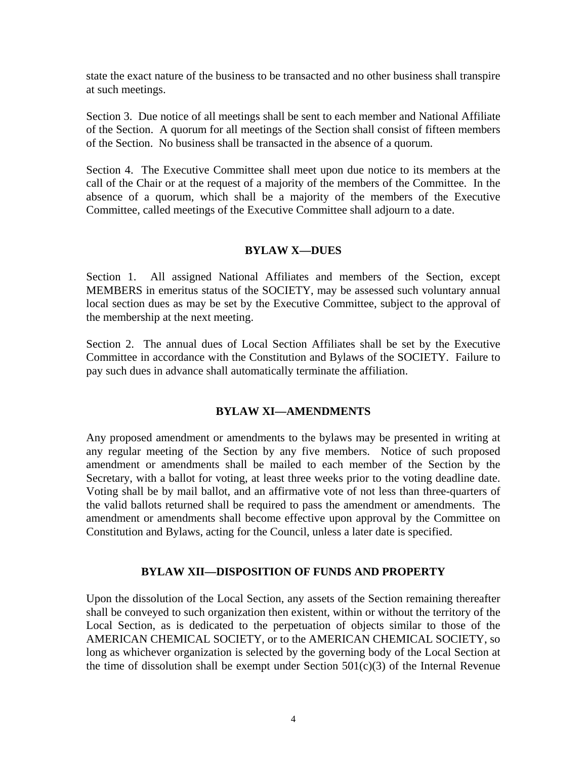state the exact nature of the business to be transacted and no other business shall transpire at such meetings.

Section 3. Due notice of all meetings shall be sent to each member and National Affiliate of the Section. A quorum for all meetings of the Section shall consist of fifteen members of the Section. No business shall be transacted in the absence of a quorum.

Section 4. The Executive Committee shall meet upon due notice to its members at the call of the Chair or at the request of a majority of the members of the Committee. In the absence of a quorum, which shall be a majority of the members of the Executive Committee, called meetings of the Executive Committee shall adjourn to a date.

## BYLAW X—DUES

Section 1. All assigned National Affiliates and members of the Section, except MEMBERS in emeritus status of the SOCIETY, may be assessed such voluntary annual local section dues as may be set by the Executive Committee, subject to the approval of the membership at the next meeting.

Section 2. The annual dues of Local Section Affiliates shall be set by the Executive Committee in accordance with the Constitution and Bylaws of the SOCIETY. Failure to pay such dues in advance shall automatically terminate the affiliation.

## BYLAW XI—AMENDMENTS

Any proposed amendment or amendments to the bylaws may be presented in writing at any regular meeting of the Section by any five members. Notice of such proposed amendment or amendments shall be mailed to each member of the Section by the Secretary, with a ballot for voting, at least three weeks prior to the voting deadline date. Voting shall be by mail ballot, and an affirmative vote of not less than three-quarters of the valid ballots returned shall be required to pass the amendment or amendments. The amendment or amendments shall become effective upon approval by the Committee on Constitution and Bylaws, acting for the Council, unless a later date is specified.

## BYLAW XII—DISPOSITION OF FUNDS AND PROPERTY

Upon the dissolution of the Local Section, any assets of the Section remaining thereafter shall be conveyed to such organization then existent, within or without the territory of the Local Section, as is dedicated to the perpetuation of objects similar to those of the AMERICAN CHEMICAL SOCIETY, or to the AMERICAN CHEMICAL SOCIETY, so long as whichever organization is selected by the governing body of the Local Section at the time of dissolution shall be exempt under Section 501(c)(3) of the Internal Revenue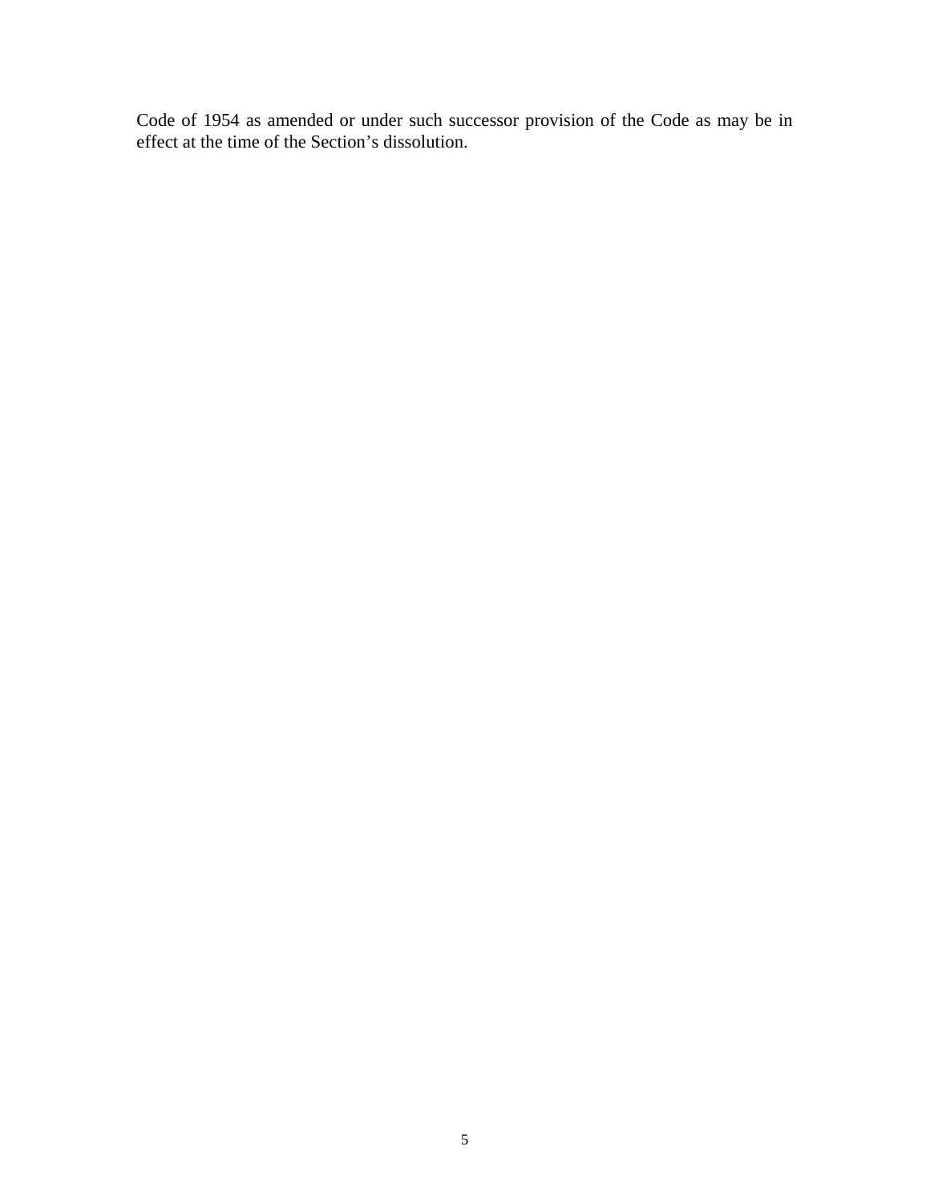Code of 1954 as amended or under such successor provision of the Code as may be in effect at the time of the Section's dissolution.